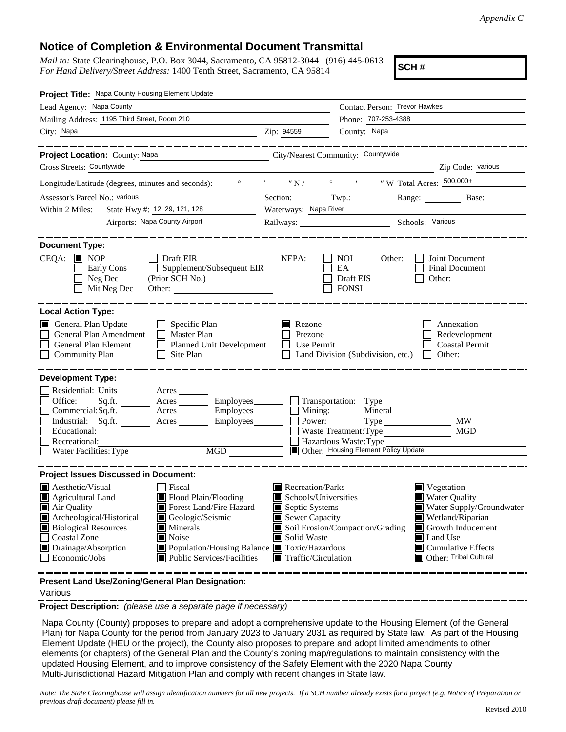*Appendix C*

## Notice of Completion & Environmental Document Transmittal

*Mail to:* State Clearinghouse, P.O. Box 3044, Sacramento, CA 95812-3044 (916) 445-0613
*For Hand Delivery/Street Address:* 1400 Tenth Street, Sacramento, CA 95814

**SCH #**

**Project Title:** Napa County Housing Element Update

Lead Agency: Napa County
Contact Person: Trevor Hawkes
Mailing Address: 1195 Third Street, Room 210
Phone: 707-253-4388
City: Napa
Zip: 94559
County: Napa

---

**Project Location:** County: Napa
City/Nearest Community: Countywide
Cross Streets: Countywide
Zip Code: various

Longitude/Latitude (degrees, minutes and seconds): \_\_° \_\_′ \_\_″ N / \_\_° \_\_′ \_\_″ W Total Acres: 500,000+

Assessor's Parcel No.: various
Section: \_\_ Twp.: \_\_ Range: \_\_ Base: \_\_

Within 2 Miles: State Hwy #: 12, 29, 121, 128
Waterways: Napa River
Airports: Napa County Airport
Railways: \_\_
Schools: Various

---

**Document Type:**

CEQA: ■ NOP ☐ Draft EIR ☐ Early Cons ☐ Supplement/Subsequent EIR ☐ Neg Dec (Prior SCH No.) \_\_ ☐ Mit Neg Dec Other: \_\_

NEPA: ☐ NOI ☐ EA ☐ Draft EIS ☐ FONSI

Other: ☐ Joint Document ☐ Final Document ☐ Other: \_\_

---

**Local Action Type:**

■ General Plan Update
☐ General Plan Amendment
☐ General Plan Element
☐ Community Plan
☐ Specific Plan
☐ Master Plan
☐ Planned Unit Development
☐ Site Plan
■ Rezone
☐ Prezone
☐ Use Permit
☐ Land Division (Subdivision, etc.)
☐ Annexation
☐ Redevelopment
☐ Coastal Permit
☐ Other: \_\_

---

**Development Type:**

☐ Residential: Units \_\_ Acres \_\_
☐ Office: Sq.ft. \_\_ Acres \_\_ Employees \_\_
☐ Commercial: Sq.ft. \_\_ Acres \_\_ Employees \_\_
☐ Industrial: Sq.ft. \_\_ Acres \_\_ Employees \_\_
☐ Educational: \_\_
☐ Recreational: \_\_
☐ Water Facilities: Type \_\_ MGD \_\_
☐ Transportation: Type \_\_
☐ Mining: Mineral \_\_
☐ Power: Type \_\_ MW \_\_
☐ Waste Treatment: Type \_\_ MGD \_\_
☐ Hazardous Waste: Type \_\_
■ Other: Housing Element Policy Update

---

**Project Issues Discussed in Document:**

■ Aesthetic/Visual
■ Agricultural Land
■ Air Quality
■ Archeological/Historical
■ Biological Resources
☐ Coastal Zone
■ Drainage/Absorption
☐ Economic/Jobs
☐ Fiscal
■ Flood Plain/Flooding
■ Forest Land/Fire Hazard
■ Geologic/Seismic
■ Minerals
■ Noise
■ Population/Housing Balance
■ Public Services/Facilities
■ Recreation/Parks
■ Schools/Universities
■ Septic Systems
■ Sewer Capacity
■ Soil Erosion/Compaction/Grading
■ Solid Waste
■ Toxic/Hazardous
■ Traffic/Circulation
■ Vegetation
■ Water Quality
■ Water Supply/Groundwater
■ Wetland/Riparian
■ Growth Inducement
■ Land Use
■ Cumulative Effects
■ Other: Tribal Cultural

---

**Present Land Use/Zoning/General Plan Designation:**

Various

---

**Project Description:** *(please use a separate page if necessary)*

Napa County (County) proposes to prepare and adopt a comprehensive update to the Housing Element (of the General Plan) for Napa County for the period from January 2023 to January 2031 as required by State law. As part of the Housing Element Update (HEU or the project), the County also proposes to prepare and adopt limited amendments to other elements (or chapters) of the General Plan and the County's zoning map/regulations to maintain consistency with the updated Housing Element, and to improve consistency of the Safety Element with the 2020 Napa County Multi-Jurisdictional Hazard Mitigation Plan and comply with recent changes in State law.

*Note: The State Clearinghouse will assign identification numbers for all new projects. If a SCH number already exists for a project (e.g. Notice of Preparation or previous draft document) please fill in.*

Revised 2010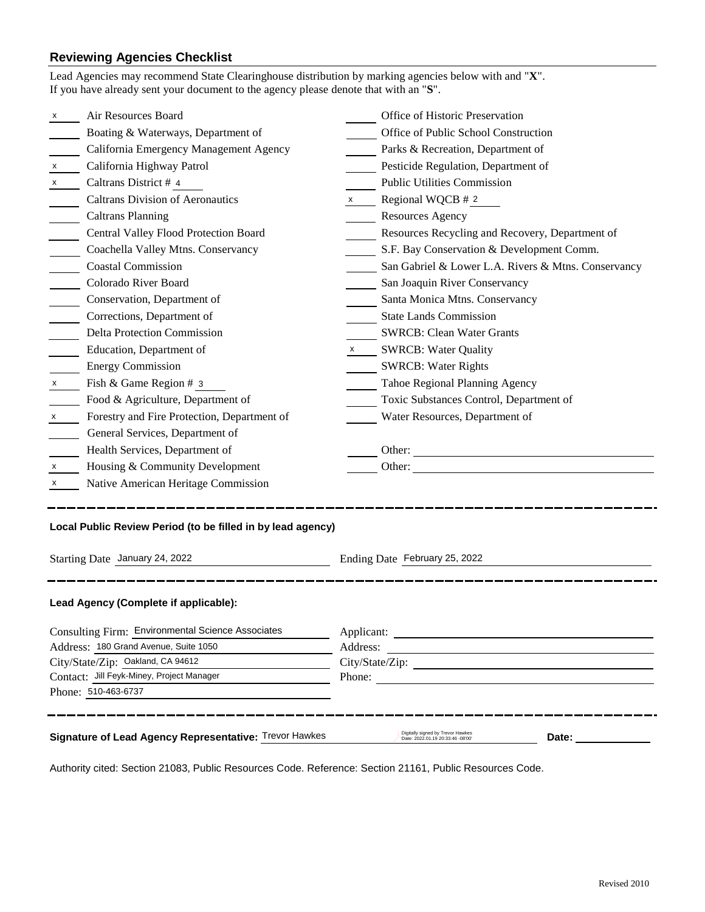## Reviewing Agencies Checklist

Lead Agencies may recommend State Clearinghouse distribution by marking agencies below with and "**X**".
If you have already sent your document to the agency please denote that with an "**S**".

| | | | |
|---|---|---|---|
| x | Air Resources Board | | Office of Historic Preservation |
| | Boating & Waterways, Department of | | Office of Public School Construction |
| | California Emergency Management Agency | | Parks & Recreation, Department of |
| x | California Highway Patrol | | Pesticide Regulation, Department of |
| x | Caltrans District # 4 | | Public Utilities Commission |
| | Caltrans Division of Aeronautics | x | Regional WQCB # 2 |
| | Caltrans Planning | | Resources Agency |
| | Central Valley Flood Protection Board | | Resources Recycling and Recovery, Department of |
| | Coachella Valley Mtns. Conservancy | | S.F. Bay Conservation & Development Comm. |
| | Coastal Commission | | San Gabriel & Lower L.A. Rivers & Mtns. Conservancy |
| | Colorado River Board | | San Joaquin River Conservancy |
| | Conservation, Department of | | Santa Monica Mtns. Conservancy |
| | Corrections, Department of | | State Lands Commission |
| | Delta Protection Commission | | SWRCB: Clean Water Grants |
| | Education, Department of | x | SWRCB: Water Quality |
| | Energy Commission | | SWRCB: Water Rights |
| x | Fish & Game Region # 3 | | Tahoe Regional Planning Agency |
| | Food & Agriculture, Department of | | Toxic Substances Control, Department of |
| x | Forestry and Fire Protection, Department of | | Water Resources, Department of |
| | General Services, Department of | | |
| | Health Services, Department of | | Other: |
| x | Housing & Community Development | | Other: |
| x | Native American Heritage Commission | | |

---

**Local Public Review Period (to be filled in by lead agency)**

Starting Date January 24, 2022 Ending Date February 25, 2022

---

**Lead Agency (Complete if applicable):**

Consulting Firm: Environmental Science Associates
Address: 180 Grand Avenue, Suite 1050
City/State/Zip: Oakland, CA 94612
Contact: Jill Feyk-Miney, Project Manager
Phone: 510-463-6737

Applicant:
Address:
City/State/Zip:
Phone:

---

**Signature of Lead Agency Representative:** Trevor Hawkes Digitally signed by Trevor Hawkes Date: 2022.01.19 20:33:46 -08'00' **Date:**

Authority cited: Section 21083, Public Resources Code. Reference: Section 21161, Public Resources Code.

Revised 2010